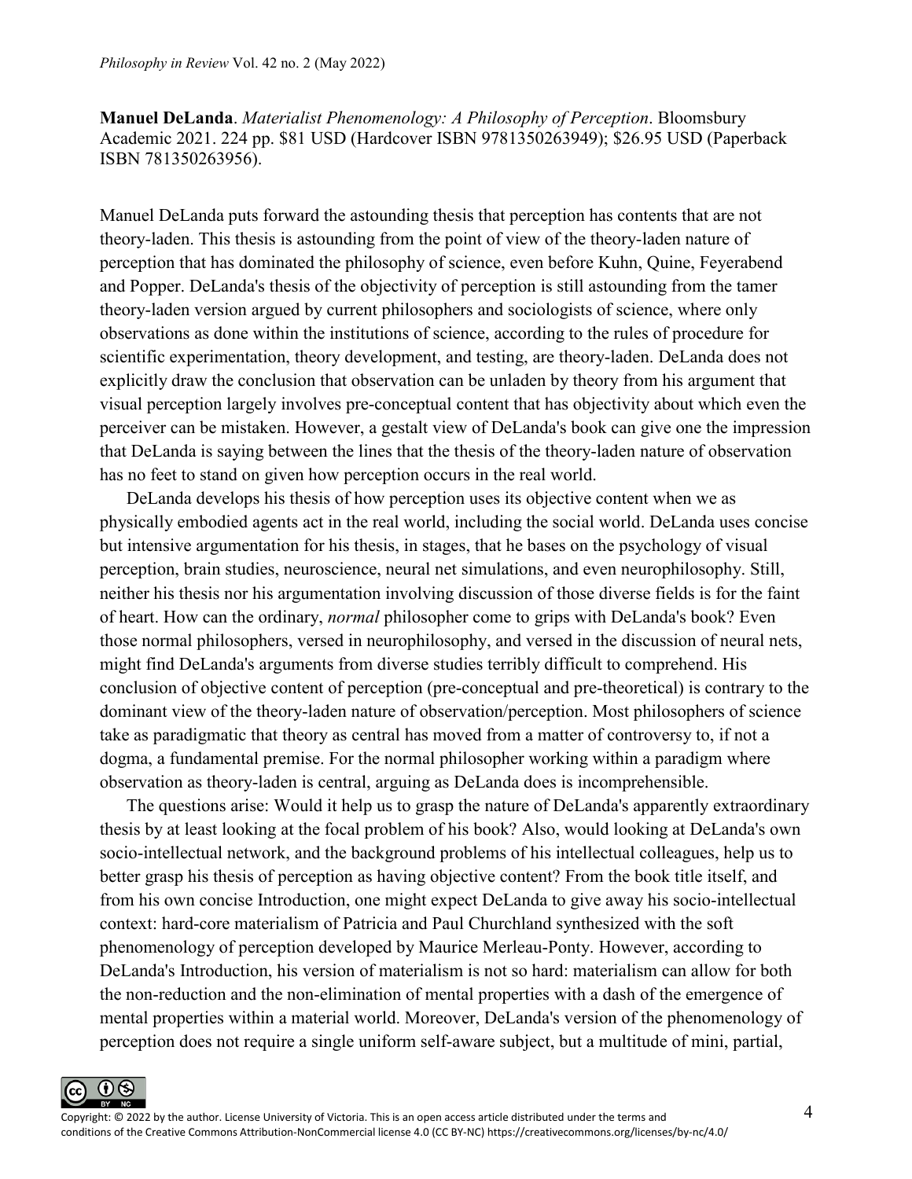**Manuel DeLanda**. *Materialist Phenomenology: A Philosophy of Perception*. Bloomsbury Academic 2021. 224 pp. $81 USD (Hardcover ISBN 9781350263949); $26.95 USD (Paperback ISBN 781350263956).

Manuel DeLanda puts forward the astounding thesis that perception has contents that are not theory-laden. This thesis is astounding from the point of view of the theory-laden nature of perception that has dominated the philosophy of science, even before Kuhn, Quine, Feyerabend and Popper. DeLanda's thesis of the objectivity of perception is still astounding from the tamer theory-laden version argued by current philosophers and sociologists of science, where only observations as done within the institutions of science, according to the rules of procedure for scientific experimentation, theory development, and testing, are theory-laden. DeLanda does not explicitly draw the conclusion that observation can be unladen by theory from his argument that visual perception largely involves pre-conceptual content that has objectivity about which even the perceiver can be mistaken. However, a gestalt view of DeLanda's book can give one the impression that DeLanda is saying between the lines that the thesis of the theory-laden nature of observation has no feet to stand on given how perception occurs in the real world.

DeLanda develops his thesis of how perception uses its objective content when we as physically embodied agents act in the real world, including the social world. DeLanda uses concise but intensive argumentation for his thesis, in stages, that he bases on the psychology of visual perception, brain studies, neuroscience, neural net simulations, and even neurophilosophy. Still, neither his thesis nor his argumentation involving discussion of those diverse fields is for the faint of heart. How can the ordinary, *normal* philosopher come to grips with DeLanda's book? Even those normal philosophers, versed in neurophilosophy, and versed in the discussion of neural nets, might find DeLanda's arguments from diverse studies terribly difficult to comprehend. His conclusion of objective content of perception (pre-conceptual and pre-theoretical) is contrary to the dominant view of the theory-laden nature of observation/perception. Most philosophers of science take as paradigmatic that theory as central has moved from a matter of controversy to, if not a dogma, a fundamental premise. For the normal philosopher working within a paradigm where observation as theory-laden is central, arguing as DeLanda does is incomprehensible.

The questions arise: Would it help us to grasp the nature of DeLanda's apparently extraordinary thesis by at least looking at the focal problem of his book? Also, would looking at DeLanda's own socio-intellectual network, and the background problems of his intellectual colleagues, help us to better grasp his thesis of perception as having objective content? From the book title itself, and from his own concise Introduction, one might expect DeLanda to give away his socio-intellectual context: hard-core materialism of Patricia and Paul Churchland synthesized with the soft phenomenology of perception developed by Maurice Merleau-Ponty. However, according to DeLanda's Introduction, his version of materialism is not so hard: materialism can allow for both the non-reduction and the non-elimination of mental properties with a dash of the emergence of mental properties within a material world. Moreover, DeLanda's version of the phenomenology of perception does not require a single uniform self-aware subject, but a multitude of mini, partial,

Copyright: © 2022 by the author. License University of Victoria. This is an open access article distributed under the terms and conditions of the Creative Commons Attribution-NonCommercial license 4.0 (CC BY-NC) https://creativecommons.org/licenses/by-nc/4.0/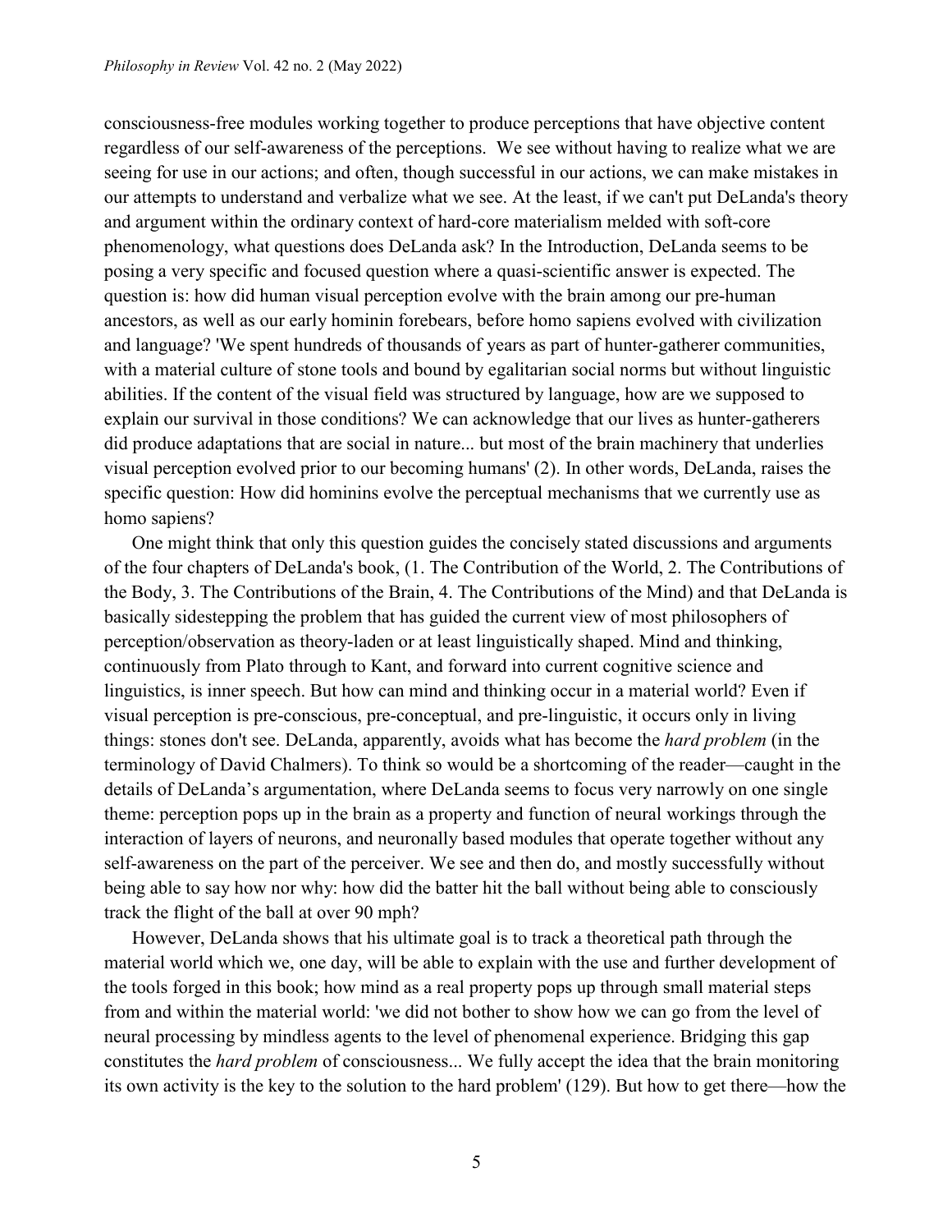consciousness-free modules working together to produce perceptions that have objective content regardless of our self-awareness of the perceptions. We see without having to realize what we are seeing for use in our actions; and often, though successful in our actions, we can make mistakes in our attempts to understand and verbalize what we see. At the least, if we can't put DeLanda's theory and argument within the ordinary context of hard-core materialism melded with soft-core phenomenology, what questions does DeLanda ask? In the Introduction, DeLanda seems to be posing a very specific and focused question where a quasi-scientific answer is expected. The question is: how did human visual perception evolve with the brain among our pre-human ancestors, as well as our early hominin forebears, before homo sapiens evolved with civilization and language? 'We spent hundreds of thousands of years as part of hunter-gatherer communities, with a material culture of stone tools and bound by egalitarian social norms but without linguistic abilities. If the content of the visual field was structured by language, how are we supposed to explain our survival in those conditions? We can acknowledge that our lives as hunter-gatherers did produce adaptations that are social in nature... but most of the brain machinery that underlies visual perception evolved prior to our becoming humans' (2). In other words, DeLanda, raises the specific question: How did hominins evolve the perceptual mechanisms that we currently use as homo sapiens?

One might think that only this question guides the concisely stated discussions and arguments of the four chapters of DeLanda's book, (1. The Contribution of the World, 2. The Contributions of the Body, 3. The Contributions of the Brain, 4. The Contributions of the Mind) and that DeLanda is basically sidestepping the problem that has guided the current view of most philosophers of perception/observation as theory-laden or at least linguistically shaped. Mind and thinking, continuously from Plato through to Kant, and forward into current cognitive science and linguistics, is inner speech. But how can mind and thinking occur in a material world? Even if visual perception is pre-conscious, pre-conceptual, and pre-linguistic, it occurs only in living things: stones don't see. DeLanda, apparently, avoids what has become the *hard problem* (in the terminology of David Chalmers). To think so would be a shortcoming of the reader—caught in the details of DeLanda's argumentation, where DeLanda seems to focus very narrowly on one single theme: perception pops up in the brain as a property and function of neural workings through the interaction of layers of neurons, and neuronally based modules that operate together without any self-awareness on the part of the perceiver. We see and then do, and mostly successfully without being able to say how nor why: how did the batter hit the ball without being able to consciously track the flight of the ball at over 90 mph?

However, DeLanda shows that his ultimate goal is to track a theoretical path through the material world which we, one day, will be able to explain with the use and further development of the tools forged in this book; how mind as a real property pops up through small material steps from and within the material world: 'we did not bother to show how we can go from the level of neural processing by mindless agents to the level of phenomenal experience. Bridging this gap constitutes the *hard problem* of consciousness... We fully accept the idea that the brain monitoring its own activity is the key to the solution to the hard problem' (129). But how to get there—how the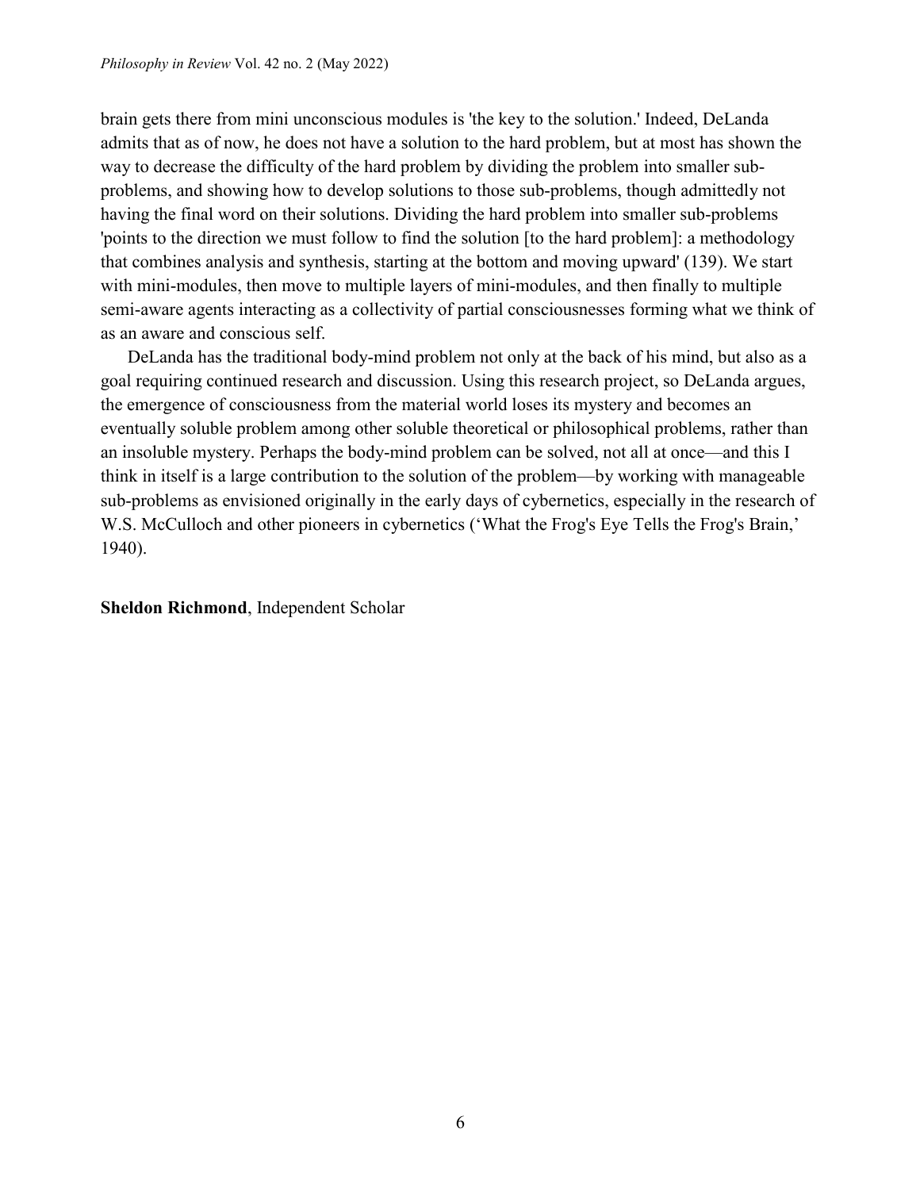brain gets there from mini unconscious modules is 'the key to the solution.' Indeed, DeLanda admits that as of now, he does not have a solution to the hard problem, but at most has shown the way to decrease the difficulty of the hard problem by dividing the problem into smaller sub-problems, and showing how to develop solutions to those sub-problems, though admittedly not having the final word on their solutions. Dividing the hard problem into smaller sub-problems 'points to the direction we must follow to find the solution [to the hard problem]: a methodology that combines analysis and synthesis, starting at the bottom and moving upward' (139). We start with mini-modules, then move to multiple layers of mini-modules, and then finally to multiple semi-aware agents interacting as a collectivity of partial consciousnesses forming what we think of as an aware and conscious self.

DeLanda has the traditional body-mind problem not only at the back of his mind, but also as a goal requiring continued research and discussion. Using this research project, so DeLanda argues, the emergence of consciousness from the material world loses its mystery and becomes an eventually soluble problem among other soluble theoretical or philosophical problems, rather than an insoluble mystery. Perhaps the body-mind problem can be solved, not all at once—and this I think in itself is a large contribution to the solution of the problem—by working with manageable sub-problems as envisioned originally in the early days of cybernetics, especially in the research of W.S. McCulloch and other pioneers in cybernetics ('What the Frog's Eye Tells the Frog's Brain,' 1940).

**Sheldon Richmond**, Independent Scholar